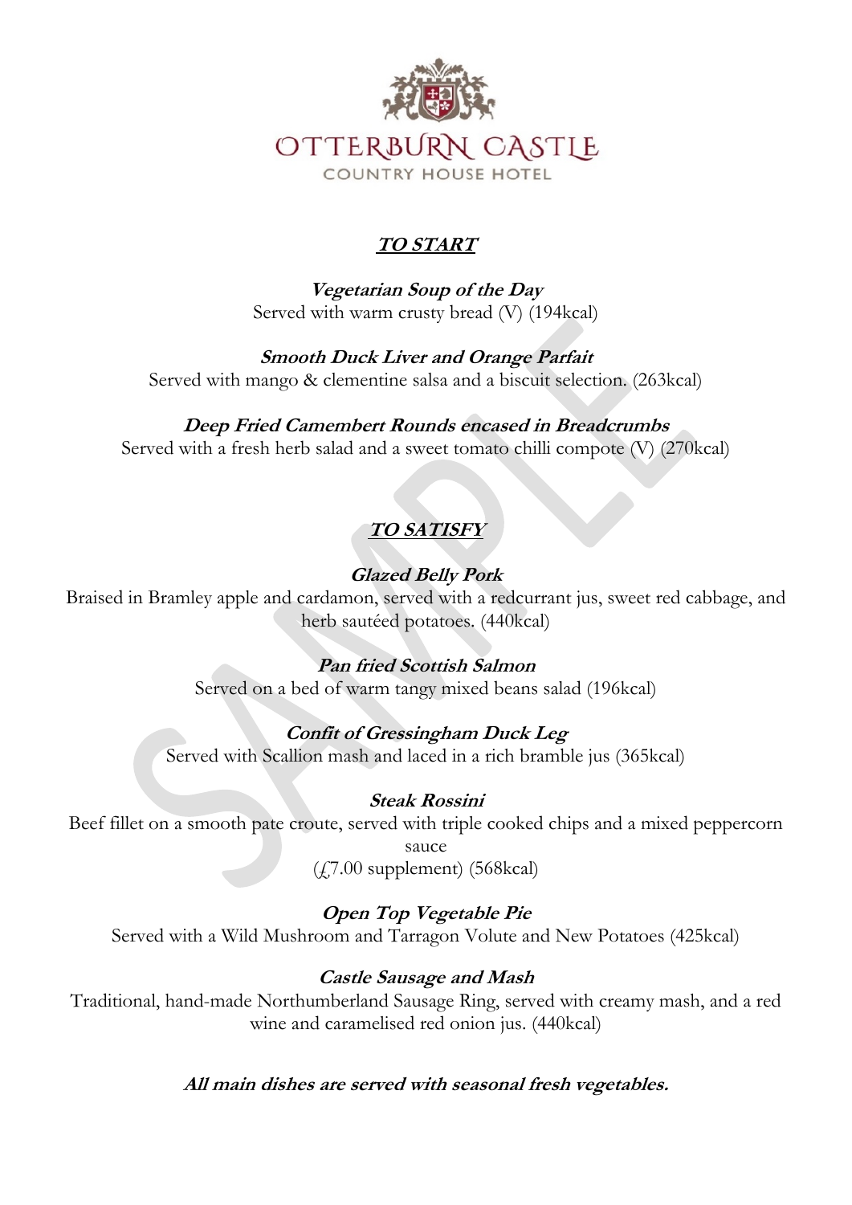# OTTERBURN CASTLE

COUNTRY HOUSE HOTEL

## TO START

***Vegetarian Soup of the Day***
Served with warm crusty bread (V) (194kcal)

***Smooth Duck Liver and Orange Parfait***
Served with mango & clementine salsa and a biscuit selection. (263kcal)

***Deep Fried Camembert Rounds encased in Breadcrumbs***
Served with a fresh herb salad and a sweet tomato chilli compote (V) (270kcal)

## TO SATISFY

***Glazed Belly Pork***
Braised in Bramley apple and cardamon, served with a redcurrant jus, sweet red cabbage, and herb sautéed potatoes. (440kcal)

***Pan fried Scottish Salmon***
Served on a bed of warm tangy mixed beans salad (196kcal)

***Confit of Gressingham Duck Leg***
Served with Scallion mash and laced in a rich bramble jus (365kcal)

***Steak Rossini***
Beef fillet on a smooth pate croute, served with triple cooked chips and a mixed peppercorn sauce
(£7.00 supplement) (568kcal)

***Open Top Vegetable Pie***
Served with a Wild Mushroom and Tarragon Volute and New Potatoes (425kcal)

***Castle Sausage and Mash***
Traditional, hand-made Northumberland Sausage Ring, served with creamy mash, and a red wine and caramelised red onion jus. (440kcal)

***All main dishes are served with seasonal fresh vegetables.***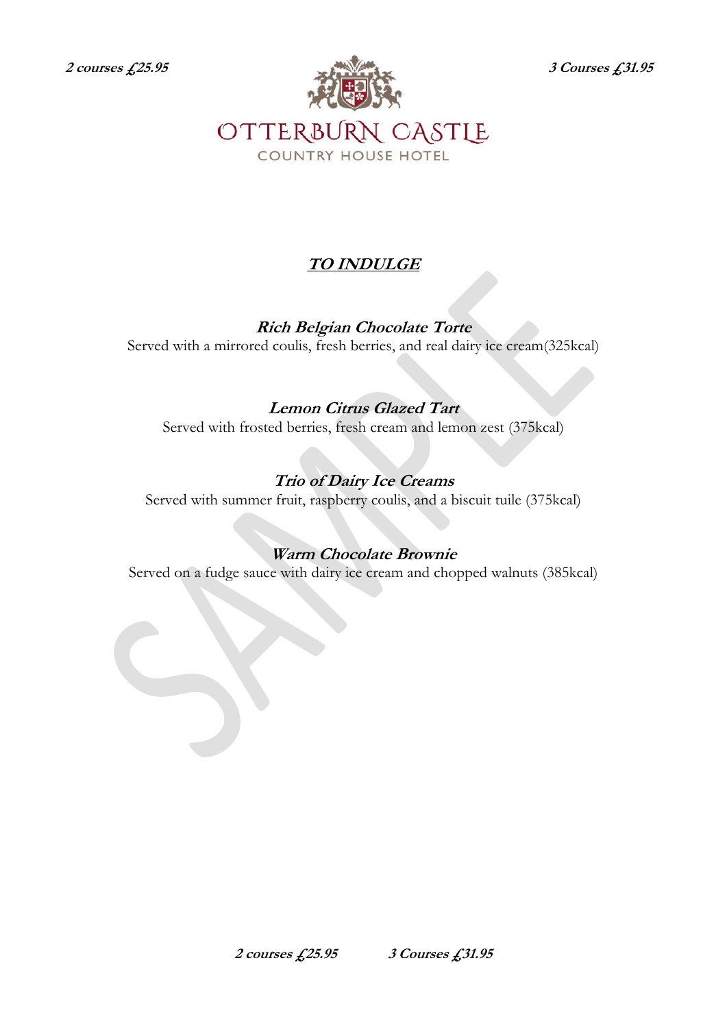**2 courses £25.95** **3 Courses £31.95**

OTTERBURN CASTLE

COUNTRY HOUSE HOTEL

## ***TO INDULGE***

***Rich Belgian Chocolate Torte***

Served with a mirrored coulis, fresh berries, and real dairy ice cream(325kcal)

***Lemon Citrus Glazed Tart***

Served with frosted berries, fresh cream and lemon zest (375kcal)

***Trio of Dairy Ice Creams***

Served with summer fruit, raspberry coulis, and a biscuit tuile (375kcal)

***Warm Chocolate Brownie***

Served on a fudge sauce with dairy ice cream and chopped walnuts (385kcal)

**2 courses £25.95** **3 Courses £31.95**